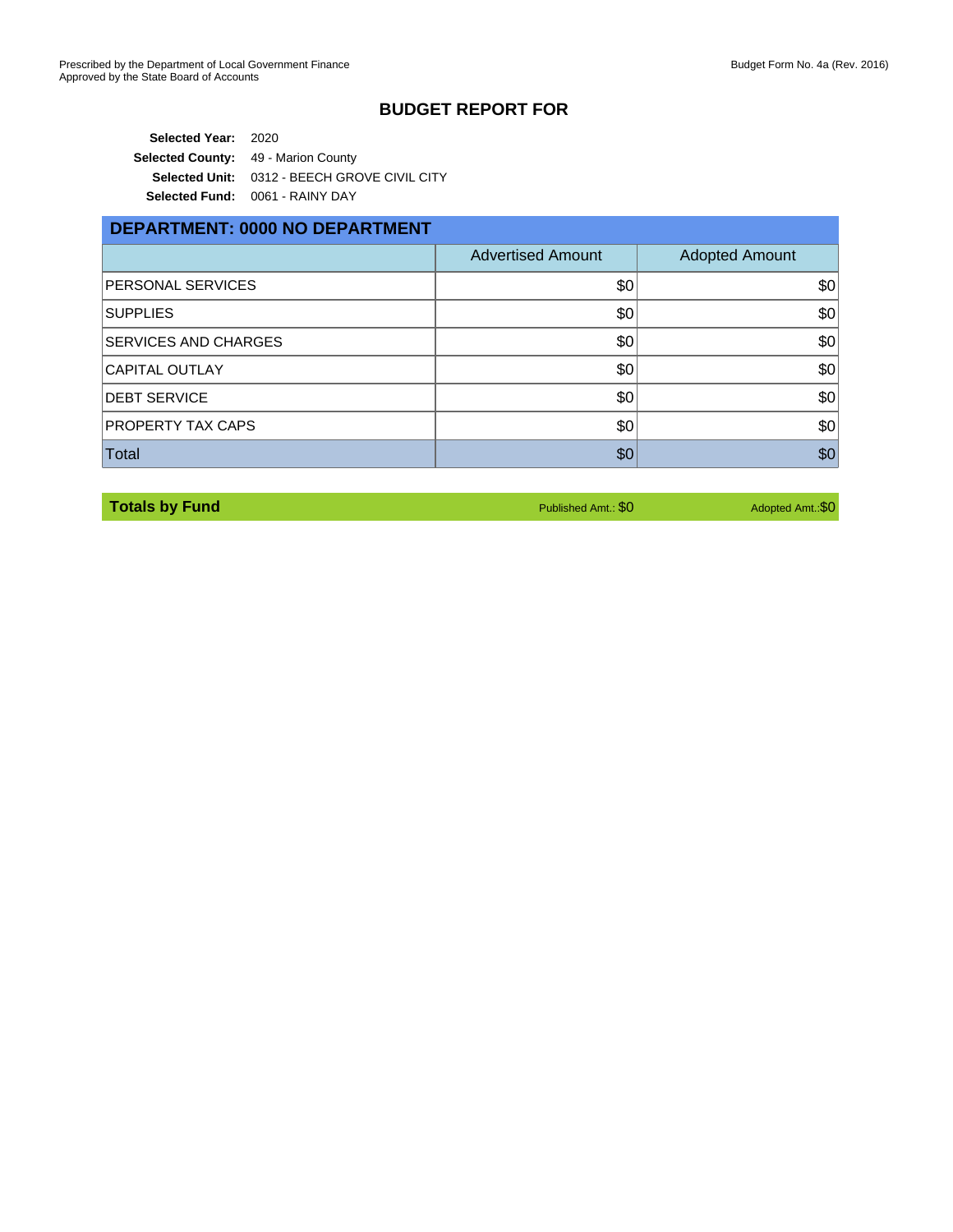Prescribed by the Department of Local Government Finance
Approved by the State Board of Accounts

Budget Form No. 4a (Rev. 2016)

## BUDGET REPORT FOR

**Selected Year:** 2020
**Selected County:** 49 - Marion County
**Selected Unit:** 0312 - BEECH GROVE CIVIL CITY
**Selected Fund:** 0061 - RAINY DAY

### DEPARTMENT: 0000 NO DEPARTMENT

| | Advertised Amount | Adopted Amount |
|---|---|---|
| PERSONAL SERVICES | $0 | $0 |
| SUPPLIES | $0 | $0 |
| SERVICES AND CHARGES | $0 | $0 |
| CAPITAL OUTLAY | $0 | $0 |
| DEBT SERVICE | $0 | $0 |
| PROPERTY TAX CAPS | $0 | $0 |
| Total | $0 | $0 |

| **Totals by Fund** | Published Amt.: $0 | Adopted Amt.: $0 |
|---|---|---|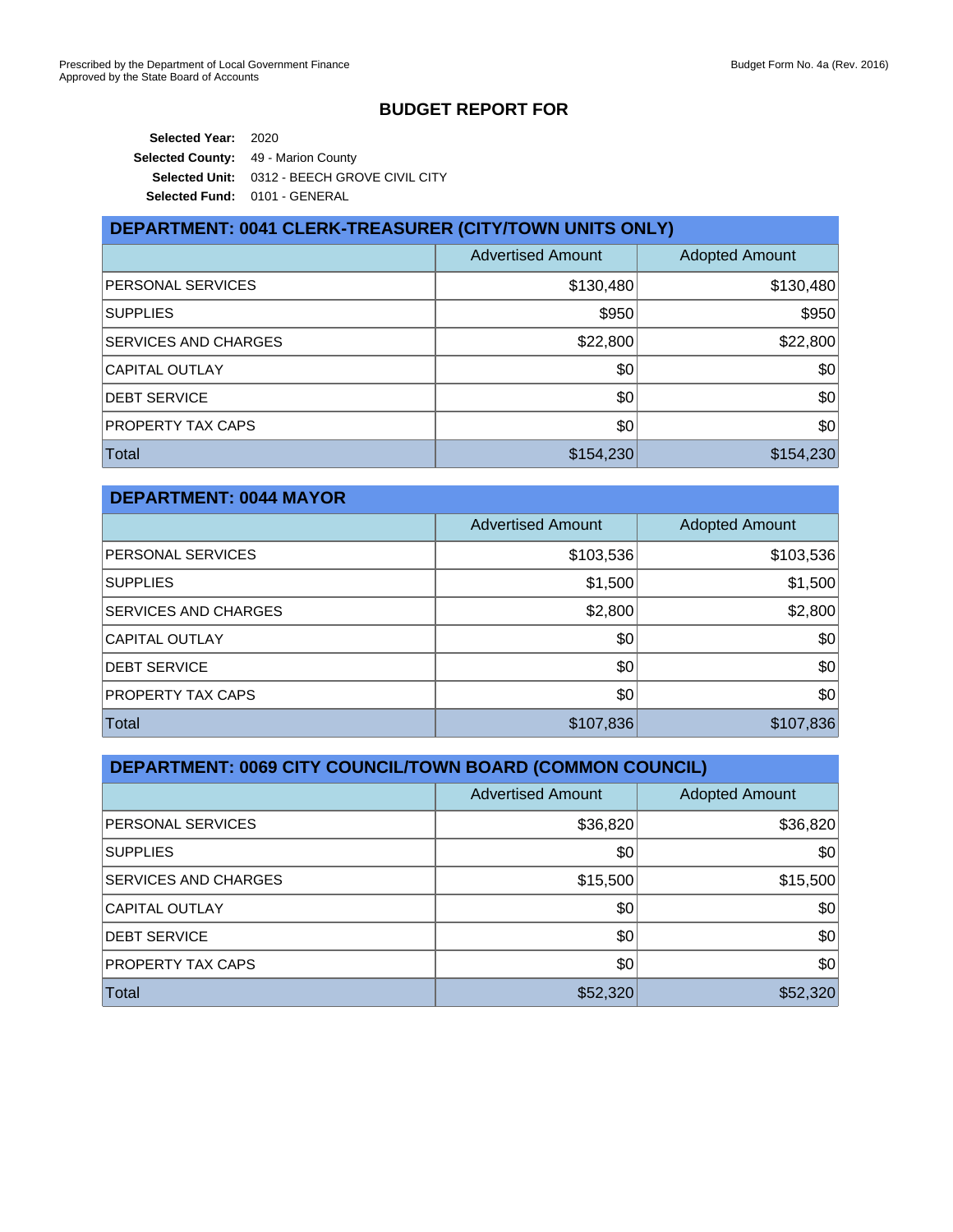Prescribed by the Department of Local Government Finance
Approved by the State Board of Accounts

Budget Form No. 4a (Rev. 2016)

## BUDGET REPORT FOR

**Selected Year:** 2020
**Selected County:** 49 - Marion County
**Selected Unit:** 0312 - BEECH GROVE CIVIL CITY
**Selected Fund:** 0101 - GENERAL

### DEPARTMENT: 0041 CLERK-TREASURER (CITY/TOWN UNITS ONLY)

| | Advertised Amount | Adopted Amount |
|---|---|---|
| PERSONAL SERVICES | $130,480 | $130,480 |
| SUPPLIES | $950 | $950 |
| SERVICES AND CHARGES | $22,800 | $22,800 |
| CAPITAL OUTLAY | $0 | $0 |
| DEBT SERVICE | $0 | $0 |
| PROPERTY TAX CAPS | $0 | $0 |
| Total | $154,230 | $154,230 |

### DEPARTMENT: 0044 MAYOR

| | Advertised Amount | Adopted Amount |
|---|---|---|
| PERSONAL SERVICES | $103,536 | $103,536 |
| SUPPLIES | $1,500 | $1,500 |
| SERVICES AND CHARGES | $2,800 | $2,800 |
| CAPITAL OUTLAY | $0 | $0 |
| DEBT SERVICE | $0 | $0 |
| PROPERTY TAX CAPS | $0 | $0 |
| Total | $107,836 | $107,836 |

### DEPARTMENT: 0069 CITY COUNCIL/TOWN BOARD (COMMON COUNCIL)

| | Advertised Amount | Adopted Amount |
|---|---|---|
| PERSONAL SERVICES | $36,820 | $36,820 |
| SUPPLIES | $0 | $0 |
| SERVICES AND CHARGES | $15,500 | $15,500 |
| CAPITAL OUTLAY | $0 | $0 |
| DEBT SERVICE | $0 | $0 |
| PROPERTY TAX CAPS | $0 | $0 |
| Total | $52,320 | $52,320 |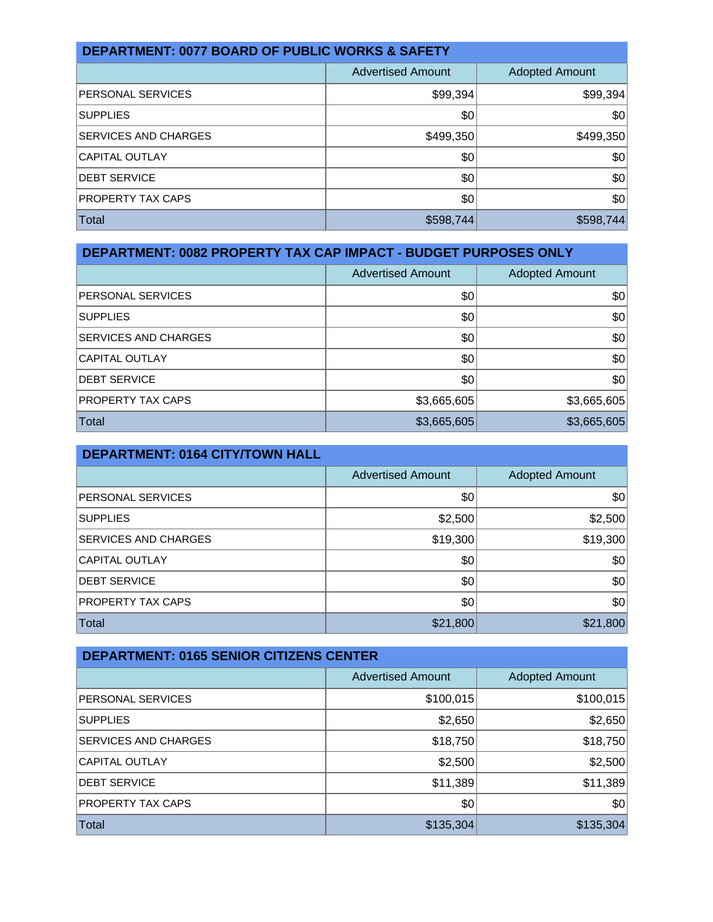## DEPARTMENT: 0077 BOARD OF PUBLIC WORKS & SAFETY

| | Advertised Amount | Adopted Amount |
|---|---|---|
| PERSONAL SERVICES | $99,394 | $99,394 |
| SUPPLIES | $0 | $0 |
| SERVICES AND CHARGES | $499,350 | $499,350 |
| CAPITAL OUTLAY | $0 | $0 |
| DEBT SERVICE | $0 | $0 |
| PROPERTY TAX CAPS | $0 | $0 |
| Total | $598,744 | $598,744 |

## DEPARTMENT: 0082 PROPERTY TAX CAP IMPACT - BUDGET PURPOSES ONLY

| | Advertised Amount | Adopted Amount |
|---|---|---|
| PERSONAL SERVICES | $0 | $0 |
| SUPPLIES | $0 | $0 |
| SERVICES AND CHARGES | $0 | $0 |
| CAPITAL OUTLAY | $0 | $0 |
| DEBT SERVICE | $0 | $0 |
| PROPERTY TAX CAPS | $3,665,605 | $3,665,605 |
| Total | $3,665,605 | $3,665,605 |

## DEPARTMENT: 0164 CITY/TOWN HALL

| | Advertised Amount | Adopted Amount |
|---|---|---|
| PERSONAL SERVICES | $0 | $0 |
| SUPPLIES | $2,500 | $2,500 |
| SERVICES AND CHARGES | $19,300 | $19,300 |
| CAPITAL OUTLAY | $0 | $0 |
| DEBT SERVICE | $0 | $0 |
| PROPERTY TAX CAPS | $0 | $0 |
| Total | $21,800 | $21,800 |

## DEPARTMENT: 0165 SENIOR CITIZENS CENTER

| | Advertised Amount | Adopted Amount |
|---|---|---|
| PERSONAL SERVICES | $100,015 | $100,015 |
| SUPPLIES | $2,650 | $2,650 |
| SERVICES AND CHARGES | $18,750 | $18,750 |
| CAPITAL OUTLAY | $2,500 | $2,500 |
| DEBT SERVICE | $11,389 | $11,389 |
| PROPERTY TAX CAPS | $0 | $0 |
| Total | $135,304 | $135,304 |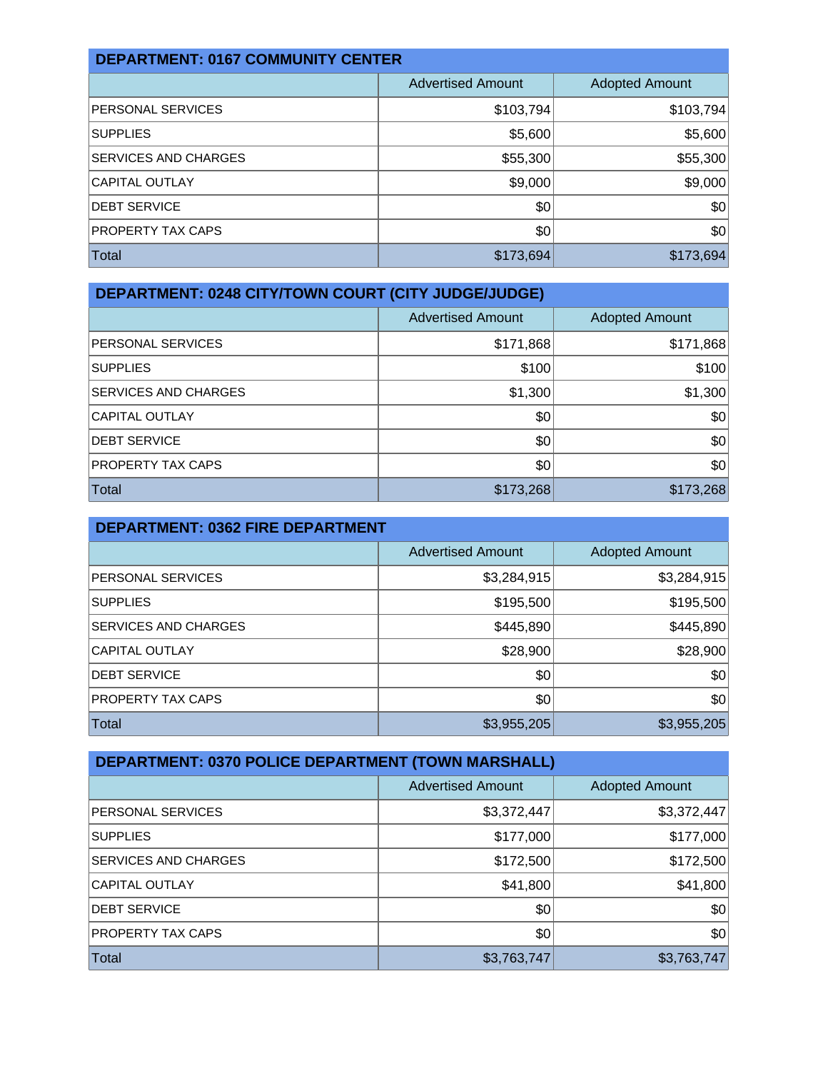## DEPARTMENT: 0167 COMMUNITY CENTER

| | Advertised Amount | Adopted Amount |
|---|---|---|
| PERSONAL SERVICES | $103,794 | $103,794 |
| SUPPLIES | $5,600 | $5,600 |
| SERVICES AND CHARGES | $55,300 | $55,300 |
| CAPITAL OUTLAY | $9,000 | $9,000 |
| DEBT SERVICE | $0 | $0 |
| PROPERTY TAX CAPS | $0 | $0 |
| Total | $173,694 | $173,694 |

## DEPARTMENT: 0248 CITY/TOWN COURT (CITY JUDGE/JUDGE)

| | Advertised Amount | Adopted Amount |
|---|---|---|
| PERSONAL SERVICES | $171,868 | $171,868 |
| SUPPLIES | $100 | $100 |
| SERVICES AND CHARGES | $1,300 | $1,300 |
| CAPITAL OUTLAY | $0 | $0 |
| DEBT SERVICE | $0 | $0 |
| PROPERTY TAX CAPS | $0 | $0 |
| Total | $173,268 | $173,268 |

## DEPARTMENT: 0362 FIRE DEPARTMENT

| | Advertised Amount | Adopted Amount |
|---|---|---|
| PERSONAL SERVICES | $3,284,915 | $3,284,915 |
| SUPPLIES | $195,500 | $195,500 |
| SERVICES AND CHARGES | $445,890 | $445,890 |
| CAPITAL OUTLAY | $28,900 | $28,900 |
| DEBT SERVICE | $0 | $0 |
| PROPERTY TAX CAPS | $0 | $0 |
| Total | $3,955,205 | $3,955,205 |

## DEPARTMENT: 0370 POLICE DEPARTMENT (TOWN MARSHALL)

| | Advertised Amount | Adopted Amount |
|---|---|---|
| PERSONAL SERVICES | $3,372,447 | $3,372,447 |
| SUPPLIES | $177,000 | $177,000 |
| SERVICES AND CHARGES | $172,500 | $172,500 |
| CAPITAL OUTLAY | $41,800 | $41,800 |
| DEBT SERVICE | $0 | $0 |
| PROPERTY TAX CAPS | $0 | $0 |
| Total | $3,763,747 | $3,763,747 |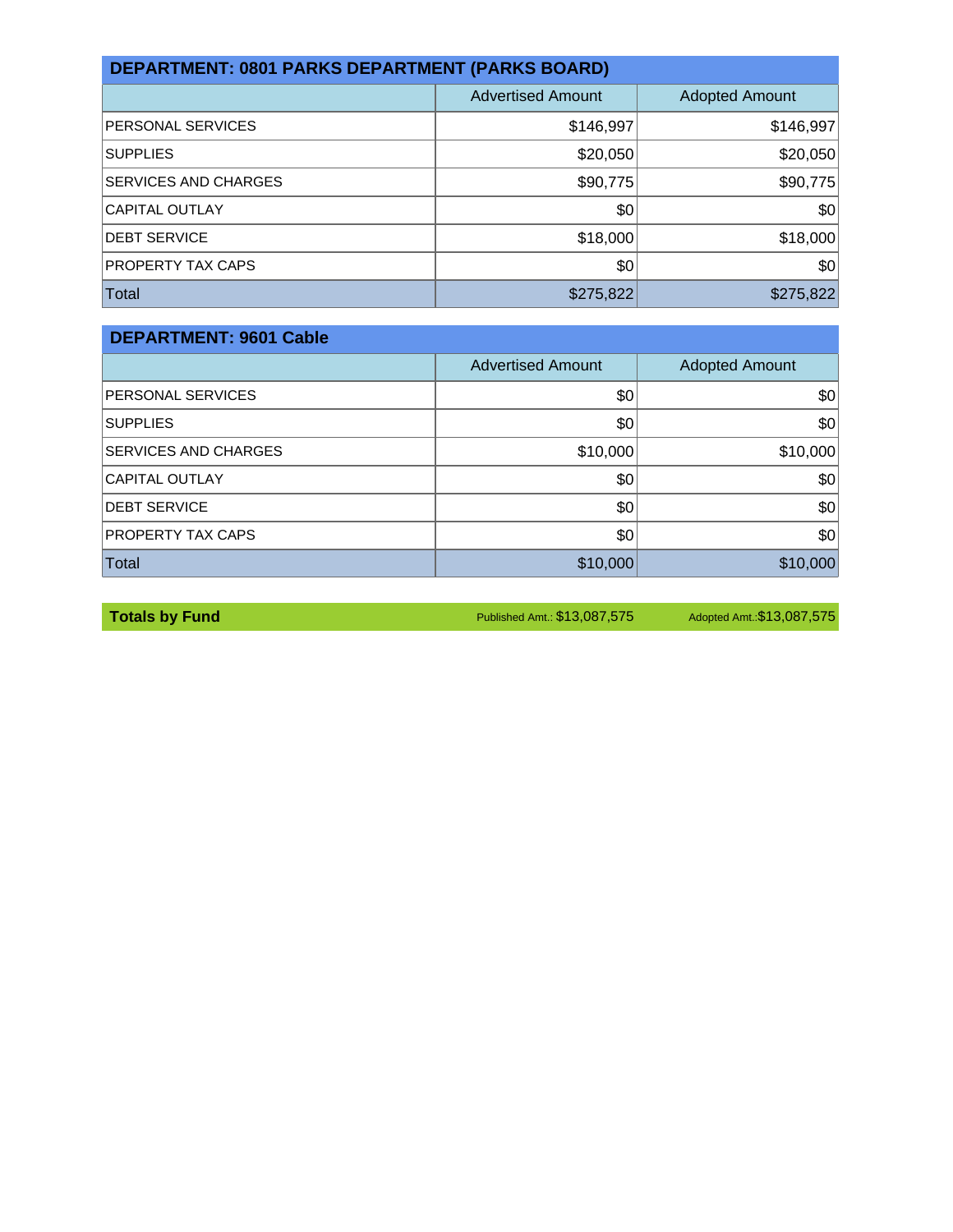## DEPARTMENT: 0801 PARKS DEPARTMENT (PARKS BOARD)

| | Advertised Amount | Adopted Amount |
|---|---|---|
| PERSONAL SERVICES | $146,997 | $146,997 |
| SUPPLIES | $20,050 | $20,050 |
| SERVICES AND CHARGES | $90,775 | $90,775 |
| CAPITAL OUTLAY | $0 | $0 |
| DEBT SERVICE | $18,000 | $18,000 |
| PROPERTY TAX CAPS | $0 | $0 |
| Total | $275,822 | $275,822 |

## DEPARTMENT: 9601 Cable

| | Advertised Amount | Adopted Amount |
|---|---|---|
| PERSONAL SERVICES | $0 | $0 |
| SUPPLIES | $0 | $0 |
| SERVICES AND CHARGES | $10,000 | $10,000 |
| CAPITAL OUTLAY | $0 | $0 |
| DEBT SERVICE | $0 | $0 |
| PROPERTY TAX CAPS | $0 | $0 |
| Total | $10,000 | $10,000 |

**Totals by Fund** Published Amt.: $13,087,575 Adopted Amt.: $13,087,575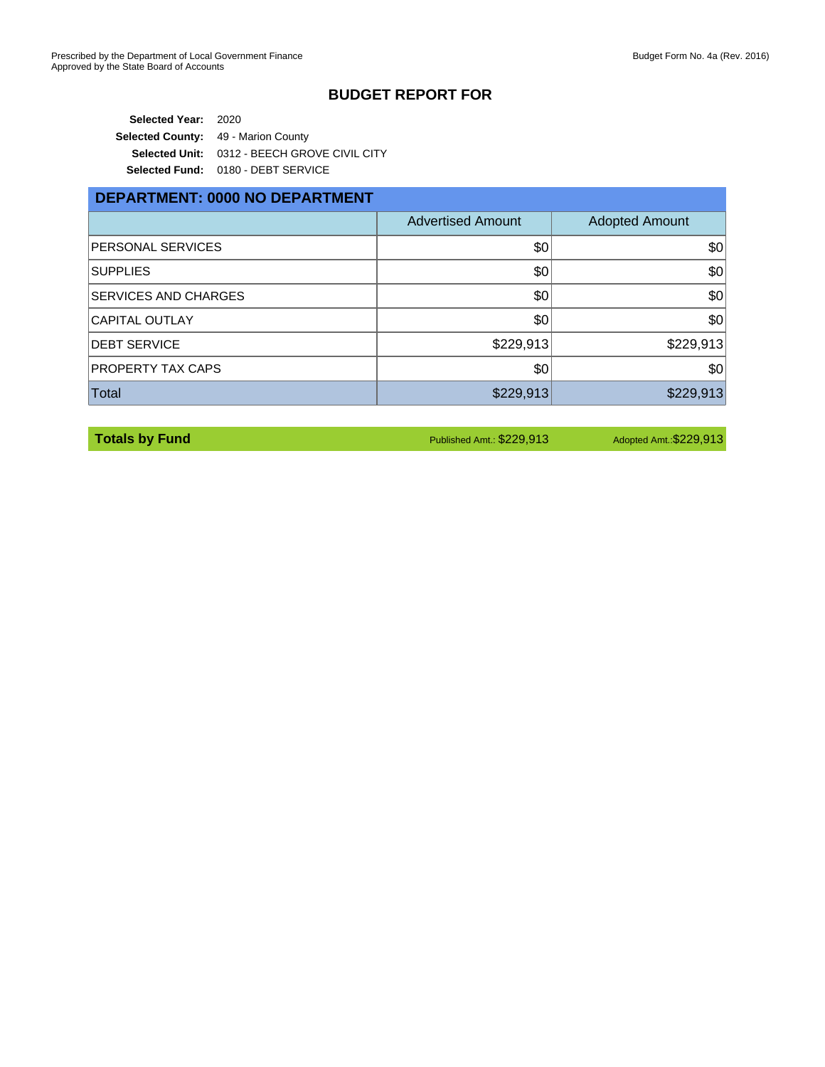Prescribed by the Department of Local Government Finance
Approved by the State Board of Accounts

Budget Form No. 4a (Rev. 2016)

## BUDGET REPORT FOR

**Selected Year:** 2020
**Selected County:** 49 - Marion County
**Selected Unit:** 0312 - BEECH GROVE CIVIL CITY
**Selected Fund:** 0180 - DEBT SERVICE

### DEPARTMENT: 0000 NO DEPARTMENT

| | Advertised Amount | Adopted Amount |
|---|---|---|
| PERSONAL SERVICES | $0 | $0 |
| SUPPLIES | $0 | $0 |
| SERVICES AND CHARGES | $0 | $0 |
| CAPITAL OUTLAY | $0 | $0 |
| DEBT SERVICE | $229,913 | $229,913 |
| PROPERTY TAX CAPS | $0 | $0 |
| Total | $229,913 | $229,913 |

| **Totals by Fund** | Published Amt.: $229,913 | Adopted Amt.: $229,913 |
|---|---|---|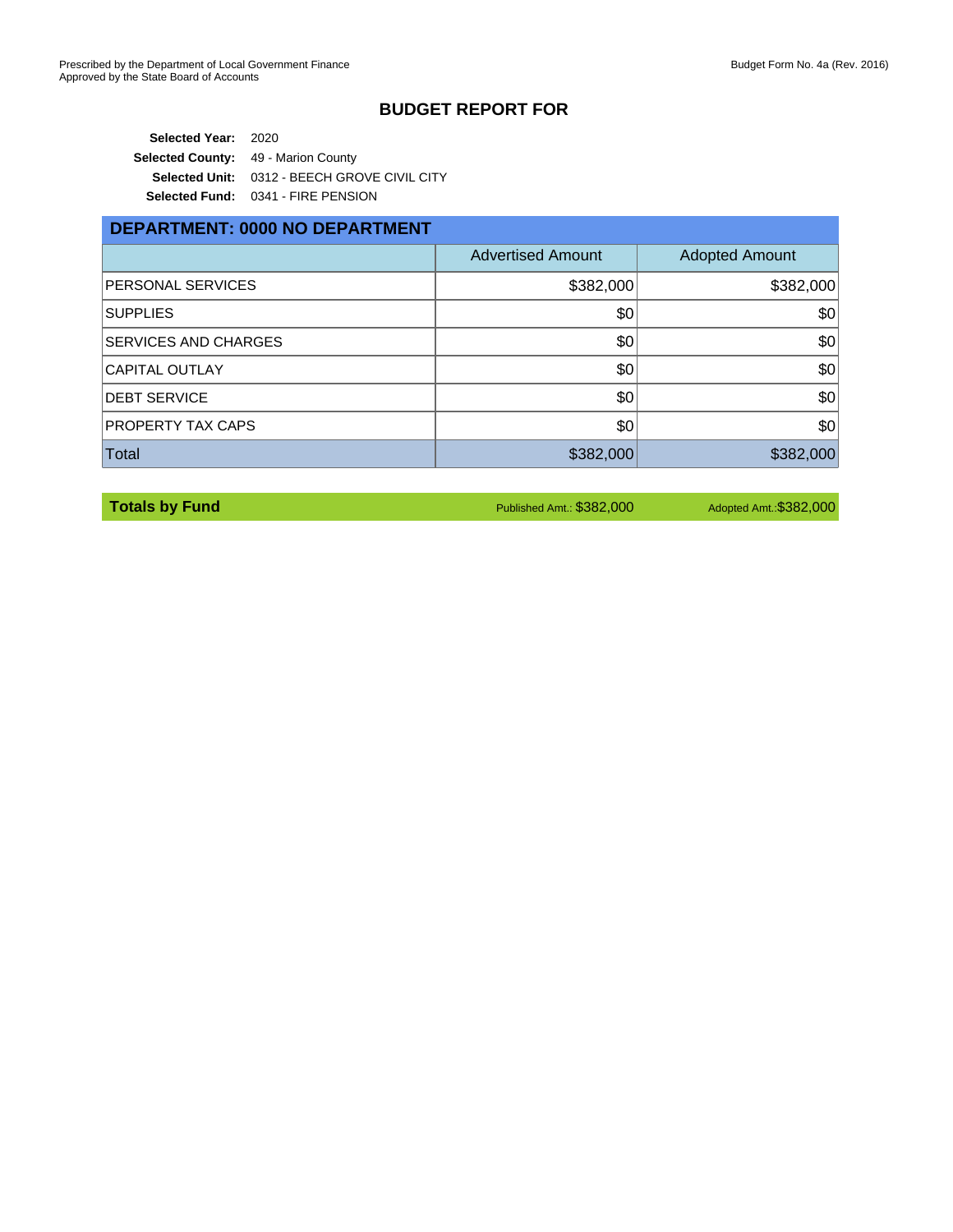Prescribed by the Department of Local Government Finance
Approved by the State Board of Accounts

Budget Form No. 4a (Rev. 2016)

## BUDGET REPORT FOR

**Selected Year:** 2020
**Selected County:** 49 - Marion County
**Selected Unit:** 0312 - BEECH GROVE CIVIL CITY
**Selected Fund:** 0341 - FIRE PENSION

### DEPARTMENT: 0000 NO DEPARTMENT

| | Advertised Amount | Adopted Amount |
|---|---|---|
| PERSONAL SERVICES | $382,000 | $382,000 |
| SUPPLIES | $0 | $0 |
| SERVICES AND CHARGES | $0 | $0 |
| CAPITAL OUTLAY | $0 | $0 |
| DEBT SERVICE | $0 | $0 |
| PROPERTY TAX CAPS | $0 | $0 |
| Total | $382,000 | $382,000 |

| **Totals by Fund** | Published Amt.: $382,000 | Adopted Amt.:$382,000 |
|---|---|---|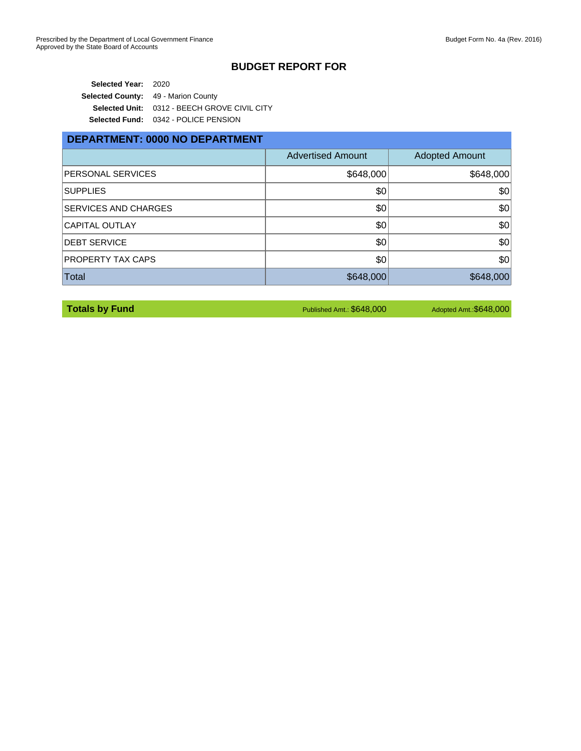Prescribed by the Department of Local Government Finance
Approved by the State Board of Accounts

Budget Form No. 4a (Rev. 2016)

## BUDGET REPORT FOR

**Selected Year:** 2020
**Selected County:** 49 - Marion County
**Selected Unit:** 0312 - BEECH GROVE CIVIL CITY
**Selected Fund:** 0342 - POLICE PENSION

### DEPARTMENT: 0000 NO DEPARTMENT

| | Advertised Amount | Adopted Amount |
|---|---|---|
| PERSONAL SERVICES | $648,000 | $648,000 |
| SUPPLIES | $0 | $0 |
| SERVICES AND CHARGES | $0 | $0 |
| CAPITAL OUTLAY | $0 | $0 |
| DEBT SERVICE | $0 | $0 |
| PROPERTY TAX CAPS | $0 | $0 |
| Total | $648,000 | $648,000 |

| **Totals by Fund** | Published Amt.: $648,000 | Adopted Amt.:$648,000 |
|---|---|---|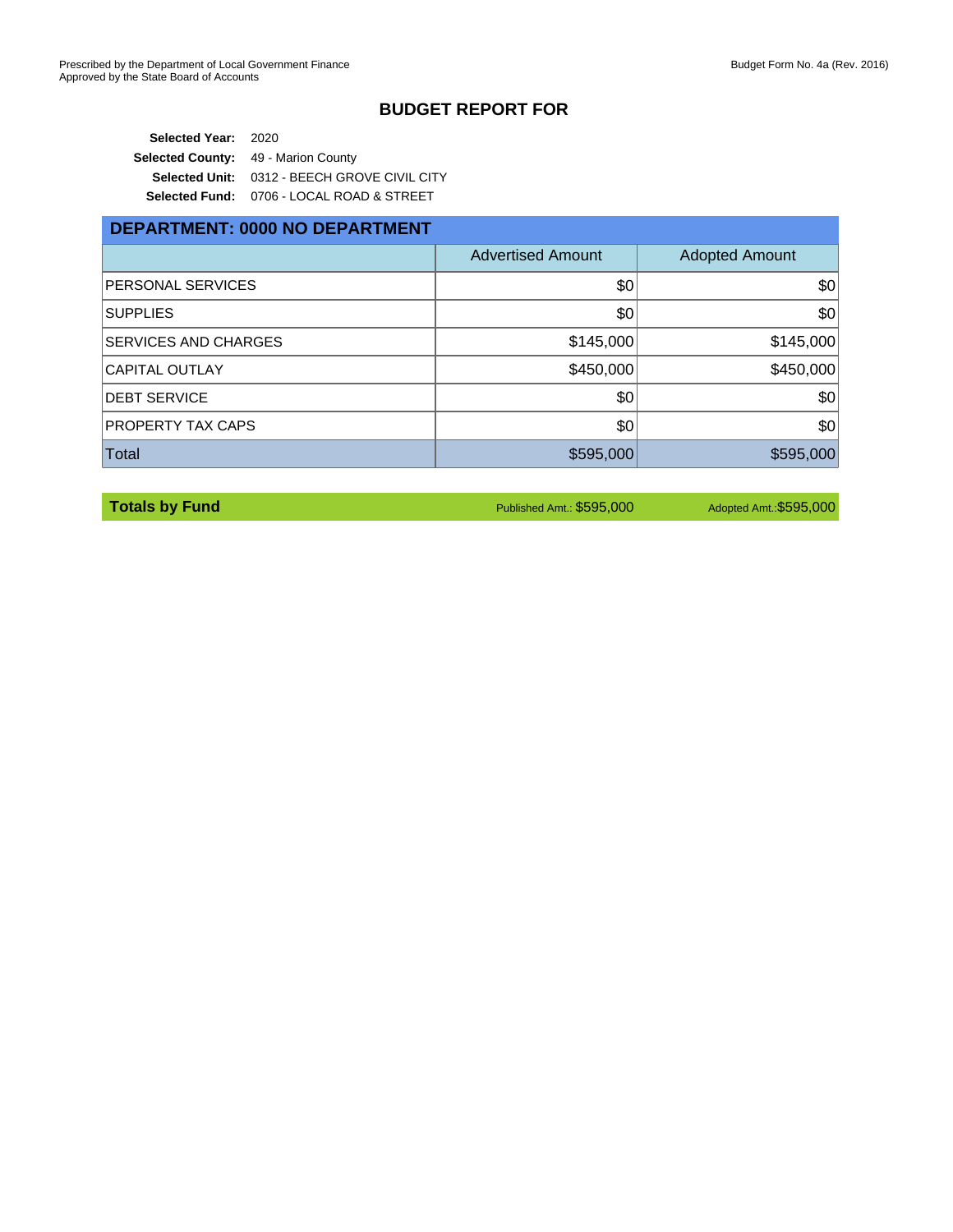Prescribed by the Department of Local Government Finance
Approved by the State Board of Accounts

Budget Form No. 4a (Rev. 2016)

# BUDGET REPORT FOR

**Selected Year:** 2020
**Selected County:** 49 - Marion County
**Selected Unit:** 0312 - BEECH GROVE CIVIL CITY
**Selected Fund:** 0706 - LOCAL ROAD & STREET

## DEPARTMENT: 0000 NO DEPARTMENT

| | Advertised Amount | Adopted Amount |
|---|---|---|
| PERSONAL SERVICES | $0 | $0 |
| SUPPLIES | $0 | $0 |
| SERVICES AND CHARGES | $145,000 | $145,000 |
| CAPITAL OUTLAY | $450,000 | $450,000 |
| DEBT SERVICE | $0 | $0 |
| PROPERTY TAX CAPS | $0 | $0 |
| Total | $595,000 | $595,000 |

**Totals by Fund** — Published Amt.: $595,000 — Adopted Amt.: $595,000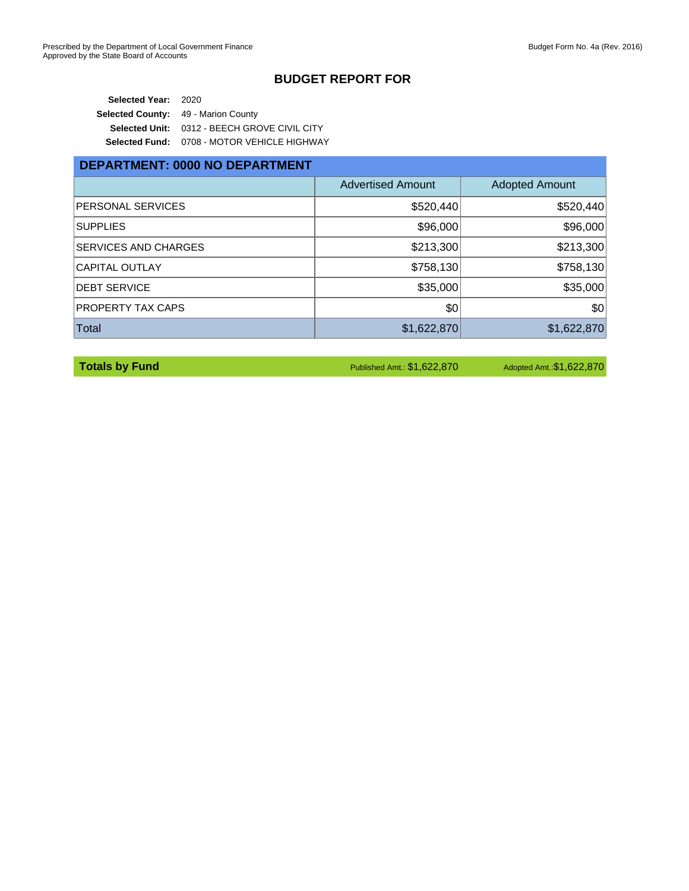Prescribed by the Department of Local Government Finance
Approved by the State Board of Accounts

Budget Form No. 4a (Rev. 2016)

# BUDGET REPORT FOR

**Selected Year:** 2020
**Selected County:** 49 - Marion County
**Selected Unit:** 0312 - BEECH GROVE CIVIL CITY
**Selected Fund:** 0708 - MOTOR VEHICLE HIGHWAY

## DEPARTMENT: 0000 NO DEPARTMENT

| | Advertised Amount | Adopted Amount |
|---|---|---|
| PERSONAL SERVICES | $520,440 | $520,440 |
| SUPPLIES | $96,000 | $96,000 |
| SERVICES AND CHARGES | $213,300 | $213,300 |
| CAPITAL OUTLAY | $758,130 | $758,130 |
| DEBT SERVICE | $35,000 | $35,000 |
| PROPERTY TAX CAPS | $0 | $0 |
| Total | $1,622,870 | $1,622,870 |

| **Totals by Fund** | Published Amt.: $1,622,870 | Adopted Amt.:$1,622,870 |
|---|---|---|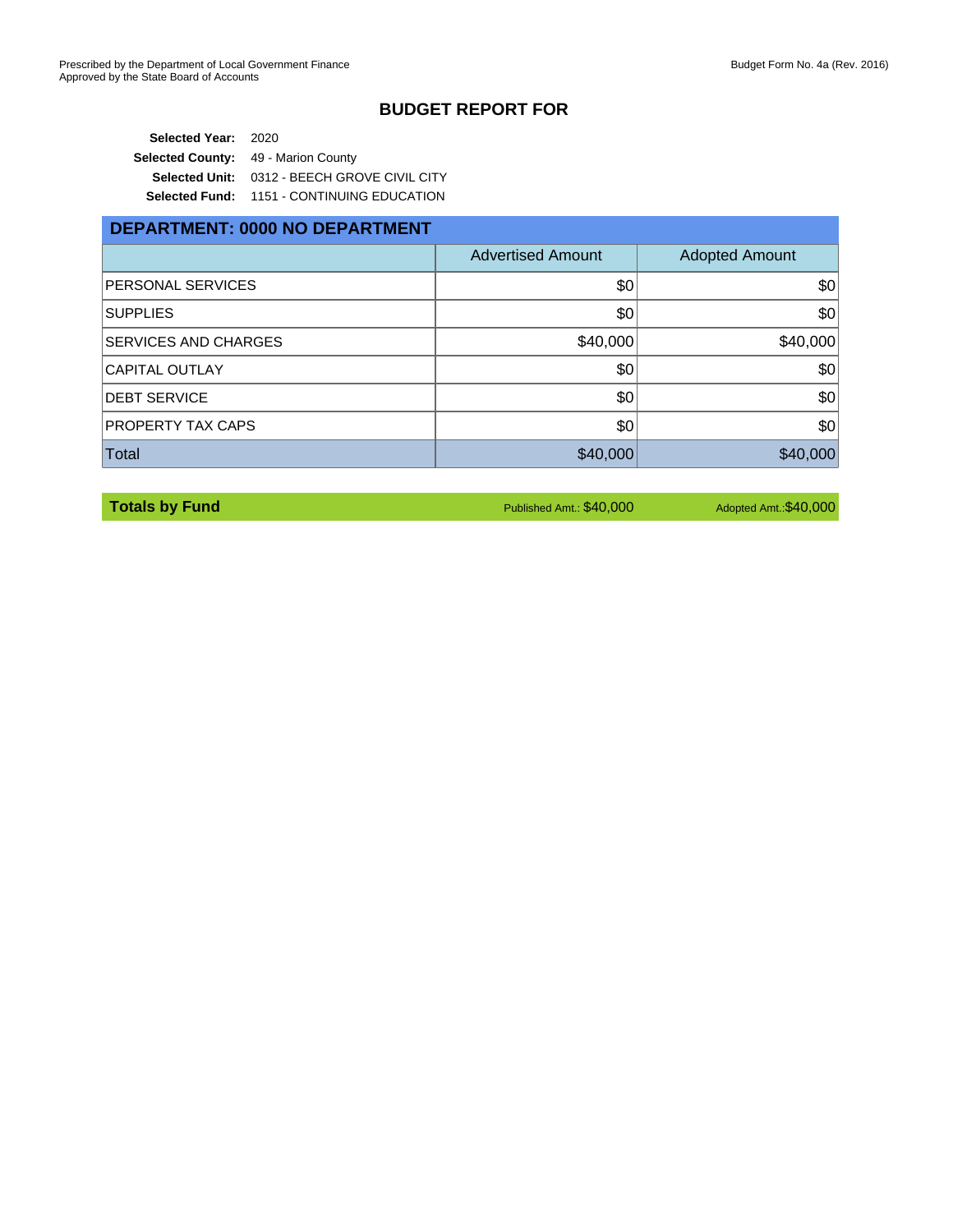Prescribed by the Department of Local Government Finance
Approved by the State Board of Accounts

Budget Form No. 4a (Rev. 2016)

# BUDGET REPORT FOR

**Selected Year:** 2020
**Selected County:** 49 - Marion County
**Selected Unit:** 0312 - BEECH GROVE CIVIL CITY
**Selected Fund:** 1151 - CONTINUING EDUCATION

## DEPARTMENT: 0000 NO DEPARTMENT

| | Advertised Amount | Adopted Amount |
|---|---|---|
| PERSONAL SERVICES | $0 | $0 |
| SUPPLIES | $0 | $0 |
| SERVICES AND CHARGES | $40,000 | $40,000 |
| CAPITAL OUTLAY | $0 | $0 |
| DEBT SERVICE | $0 | $0 |
| PROPERTY TAX CAPS | $0 | $0 |
| Total | $40,000 | $40,000 |

**Totals by Fund** Published Amt.: $40,000 Adopted Amt.: $40,000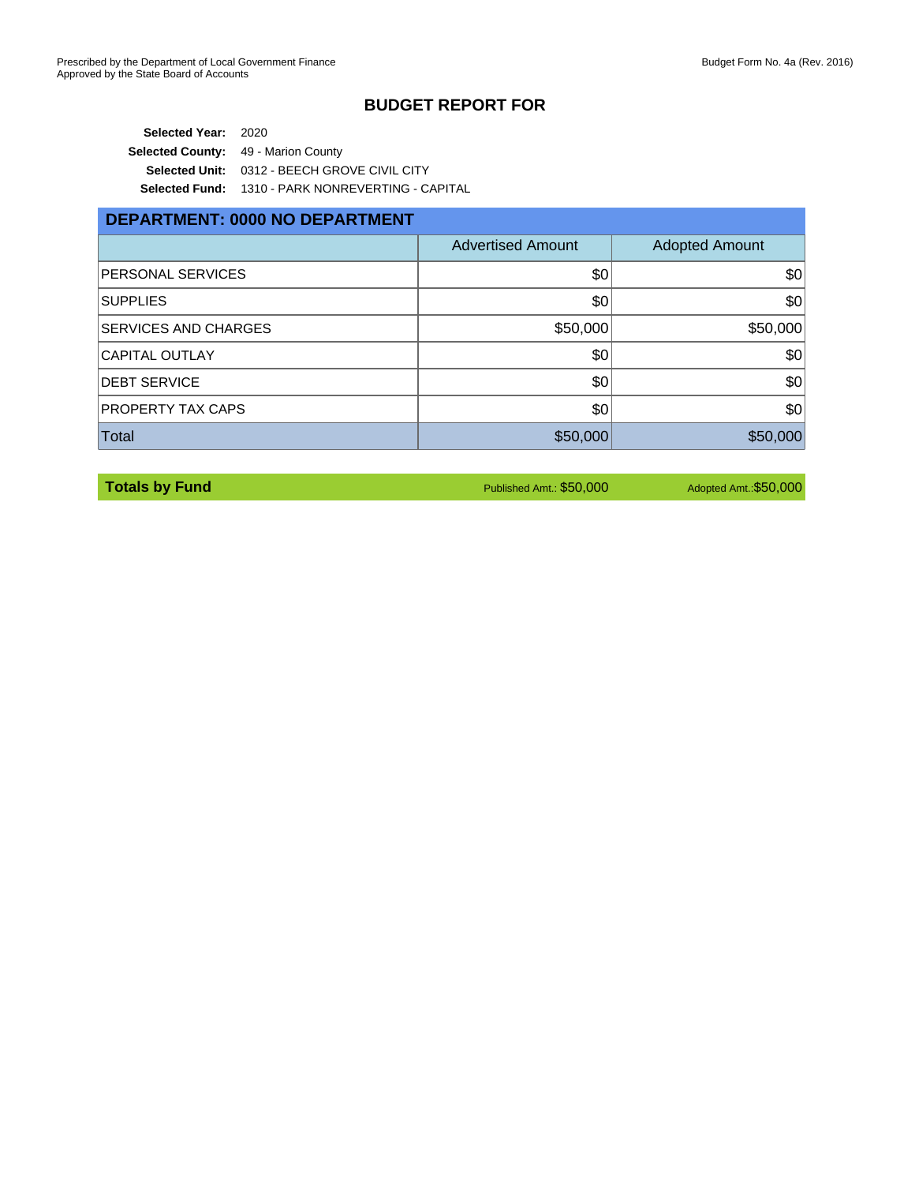Prescribed by the Department of Local Government Finance
Approved by the State Board of Accounts

Budget Form No. 4a (Rev. 2016)

# BUDGET REPORT FOR

**Selected Year:** 2020
**Selected County:** 49 - Marion County
**Selected Unit:** 0312 - BEECH GROVE CIVIL CITY
**Selected Fund:** 1310 - PARK NONREVERTING - CAPITAL

## DEPARTMENT: 0000 NO DEPARTMENT

| | Advertised Amount | Adopted Amount |
|---|---|---|
| PERSONAL SERVICES | $0 | $0 |
| SUPPLIES | $0 | $0 |
| SERVICES AND CHARGES | $50,000 | $50,000 |
| CAPITAL OUTLAY | $0 | $0 |
| DEBT SERVICE | $0 | $0 |
| PROPERTY TAX CAPS | $0 | $0 |
| Total | $50,000 | $50,000 |

**Totals by Fund** Published Amt.: $50,000 Adopted Amt.: $50,000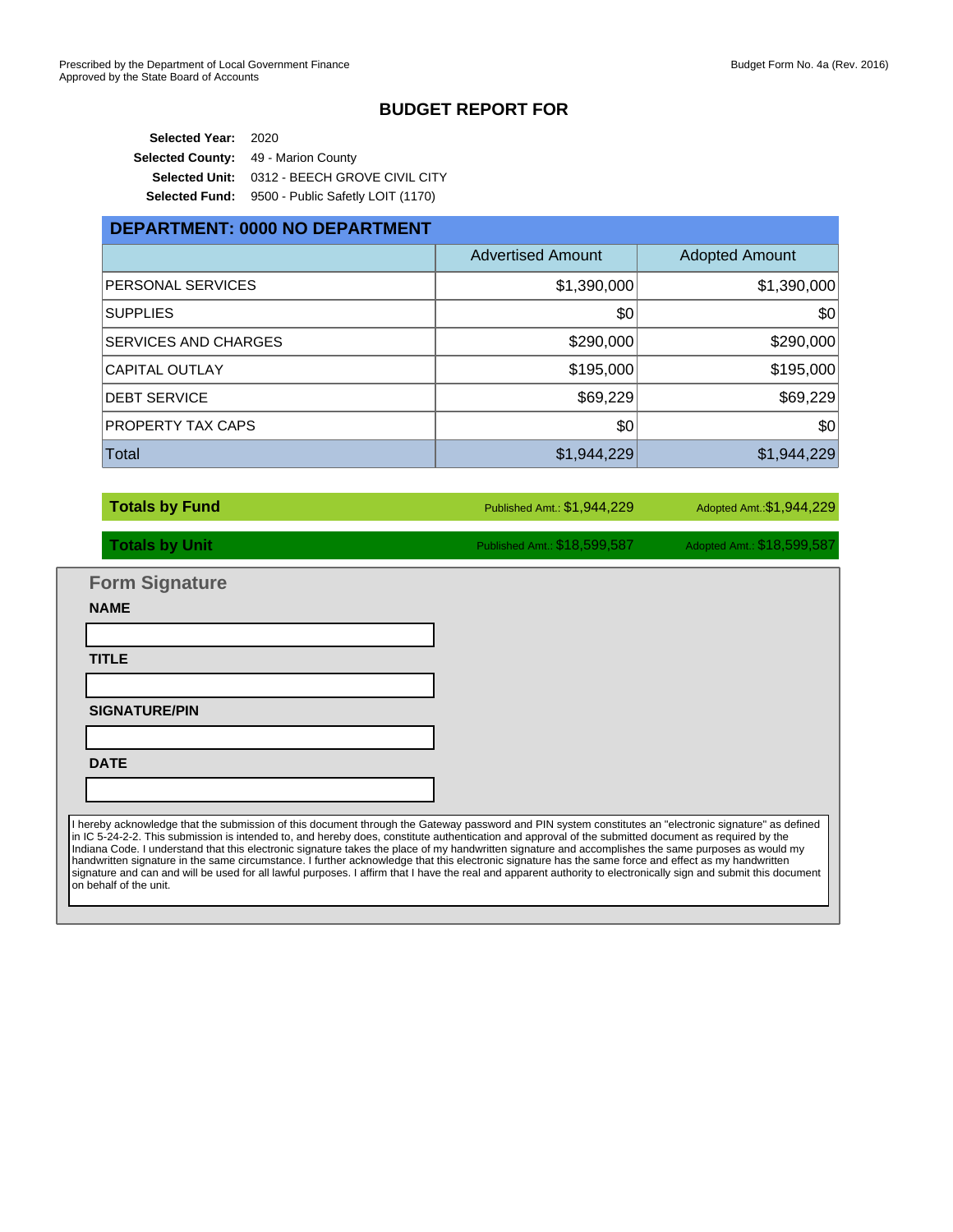Prescribed by the Department of Local Government Finance
Approved by the State Board of Accounts

Budget Form No. 4a (Rev. 2016)

# BUDGET REPORT FOR

**Selected Year:** 2020
**Selected County:** 49 - Marion County
**Selected Unit:** 0312 - BEECH GROVE CIVIL CITY
**Selected Fund:** 9500 - Public Safetly LOIT (1170)

## DEPARTMENT: 0000 NO DEPARTMENT

| | Advertised Amount | Adopted Amount |
|---|---|---|
| PERSONAL SERVICES | $1,390,000 | $1,390,000 |
| SUPPLIES | $0 | $0 |
| SERVICES AND CHARGES | $290,000 | $290,000 |
| CAPITAL OUTLAY | $195,000 | $195,000 |
| DEBT SERVICE | $69,229 | $69,229 |
| PROPERTY TAX CAPS | $0 | $0 |
| Total | $1,944,229 | $1,944,229 |

| | | |
|---|---|---|
| **Totals by Fund** | Published Amt.: $1,944,229 | Adopted Amt.:$1,944,229 |
| **Totals by Unit** | Published Amt.: $18,599,587 | Adopted Amt.: $18,599,587 |

## Form Signature

**NAME**

**TITLE**

**SIGNATURE/PIN**

**DATE**

I hereby acknowledge that the submission of this document through the Gateway password and PIN system constitutes an "electronic signature" as defined in IC 5-24-2-2. This submission is intended to, and hereby does, constitute authentication and approval of the submitted document as required by the Indiana Code. I understand that this electronic signature takes the place of my handwritten signature and accomplishes the same purposes as would my handwritten signature in the same circumstance. I further acknowledge that this electronic signature has the same force and effect as my handwritten signature and can and will be used for all lawful purposes. I affirm that I have the real and apparent authority to electronically sign and submit this document on behalf of the unit.